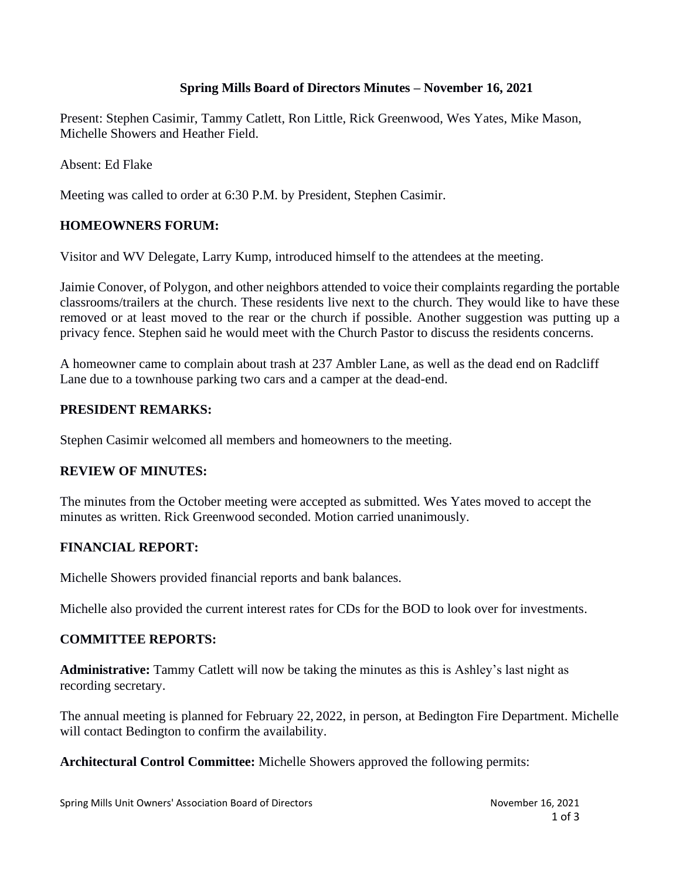# Spring Mills Board of Directors Minutes – November 16, 2021

Present: Stephen Casimir, Tammy Catlett, Ron Little, Rick Greenwood, Wes Yates, Mike Mason, Michelle Showers and Heather Field.

Absent: Ed Flake

Meeting was called to order at 6:30 P.M. by President, Stephen Casimir.

## HOMEOWNERS FORUM:

Visitor and WV Delegate, Larry Kump, introduced himself to the attendees at the meeting.

Jaimie Conover, of Polygon, and other neighbors attended to voice their complaints regarding the portable classrooms/trailers at the church. These residents live next to the church. They would like to have these removed or at least moved to the rear or the church if possible. Another suggestion was putting up a privacy fence. Stephen said he would meet with the Church Pastor to discuss the residents concerns.

A homeowner came to complain about trash at 237 Ambler Lane, as well as the dead end on Radcliff Lane due to a townhouse parking two cars and a camper at the dead-end.

## PRESIDENT REMARKS:

Stephen Casimir welcomed all members and homeowners to the meeting.

## REVIEW OF MINUTES:

The minutes from the October meeting were accepted as submitted. Wes Yates moved to accept the minutes as written. Rick Greenwood seconded. Motion carried unanimously.

## FINANCIAL REPORT:

Michelle Showers provided financial reports and bank balances.

Michelle also provided the current interest rates for CDs for the BOD to look over for investments.

## COMMITTEE REPORTS:

**Administrative:** Tammy Catlett will now be taking the minutes as this is Ashley's last night as recording secretary.

The annual meeting is planned for February 22, 2022, in person, at Bedington Fire Department. Michelle will contact Bedington to confirm the availability.

**Architectural Control Committee:** Michelle Showers approved the following permits: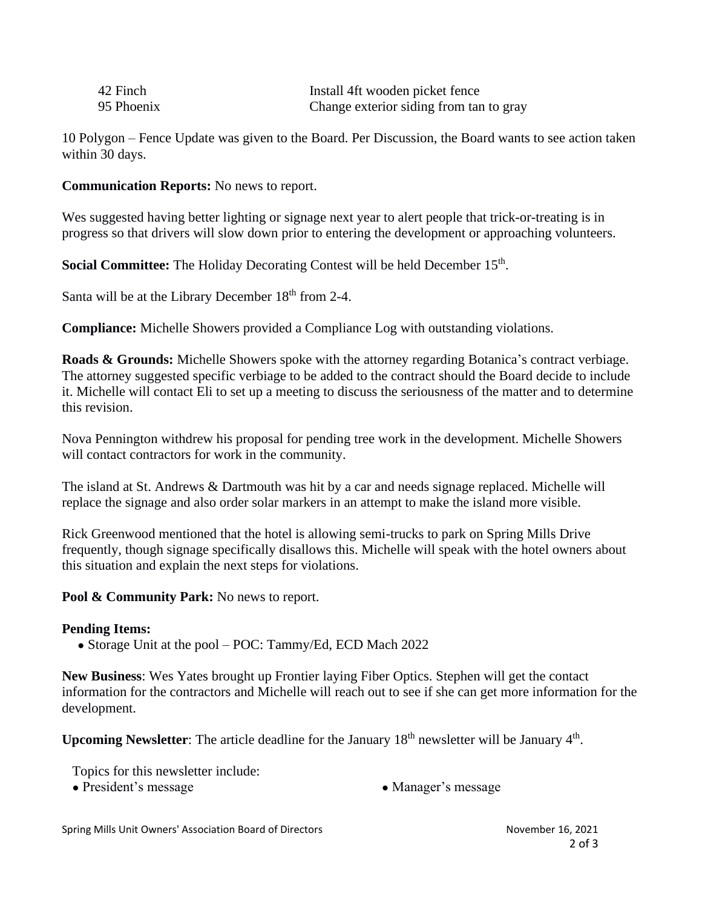| | |
|---|---|
| 42 Finch | Install 4ft wooden picket fence |
| 95 Phoenix | Change exterior siding from tan to gray |

10 Polygon – Fence Update was given to the Board. Per Discussion, the Board wants to see action taken within 30 days.

**Communication Reports:** No news to report.

Wes suggested having better lighting or signage next year to alert people that trick-or-treating is in progress so that drivers will slow down prior to entering the development or approaching volunteers.

**Social Committee:** The Holiday Decorating Contest will be held December 15th.

Santa will be at the Library December 18th from 2-4.

**Compliance:** Michelle Showers provided a Compliance Log with outstanding violations.

**Roads & Grounds:** Michelle Showers spoke with the attorney regarding Botanica's contract verbiage. The attorney suggested specific verbiage to be added to the contract should the Board decide to include it. Michelle will contact Eli to set up a meeting to discuss the seriousness of the matter and to determine this revision.

Nova Pennington withdrew his proposal for pending tree work in the development. Michelle Showers will contact contractors for work in the community.

The island at St. Andrews & Dartmouth was hit by a car and needs signage replaced. Michelle will replace the signage and also order solar markers in an attempt to make the island more visible.

Rick Greenwood mentioned that the hotel is allowing semi-trucks to park on Spring Mills Drive frequently, though signage specifically disallows this. Michelle will speak with the hotel owners about this situation and explain the next steps for violations.

**Pool & Community Park:** No news to report.

**Pending Items:**

- Storage Unit at the pool – POC: Tammy/Ed, ECD Mach 2022

**New Business**: Wes Yates brought up Frontier laying Fiber Optics. Stephen will get the contact information for the contractors and Michelle will reach out to see if she can get more information for the development.

**Upcoming Newsletter**: The article deadline for the January 18th newsletter will be January 4th.

Topics for this newsletter include:

- President's message
- Manager's message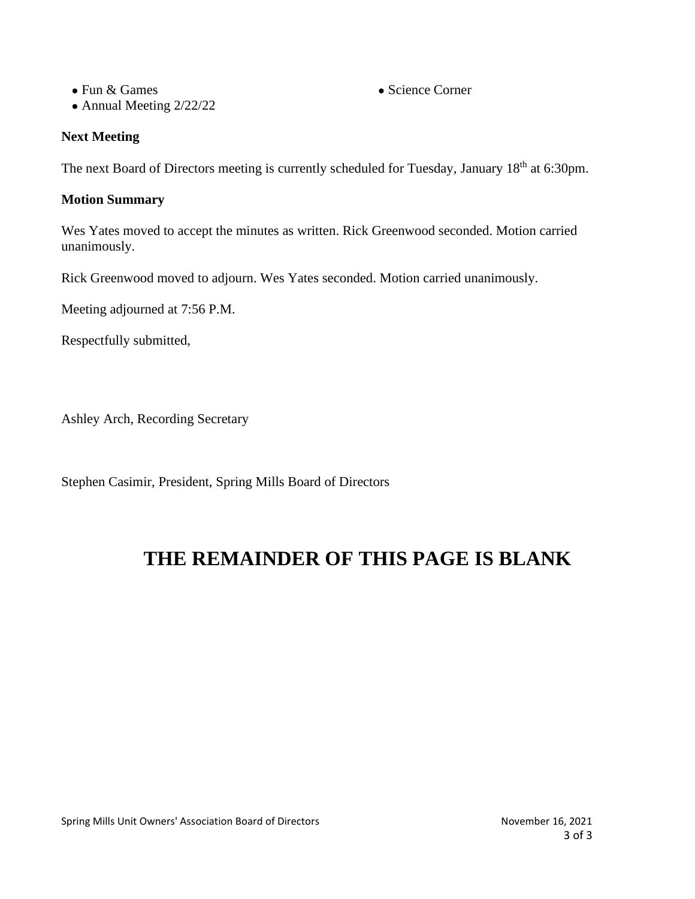- Fun & Games
- Annual Meeting 2/22/22
- Science Corner

**Next Meeting**

The next Board of Directors meeting is currently scheduled for Tuesday, January 18th at 6:30pm.

**Motion Summary**

Wes Yates moved to accept the minutes as written. Rick Greenwood seconded. Motion carried unanimously.

Rick Greenwood moved to adjourn. Wes Yates seconded. Motion carried unanimously.

Meeting adjourned at 7:56 P.M.

Respectfully submitted,

Ashley Arch, Recording Secretary

Stephen Casimir, President, Spring Mills Board of Directors

# THE REMAINDER OF THIS PAGE IS BLANK